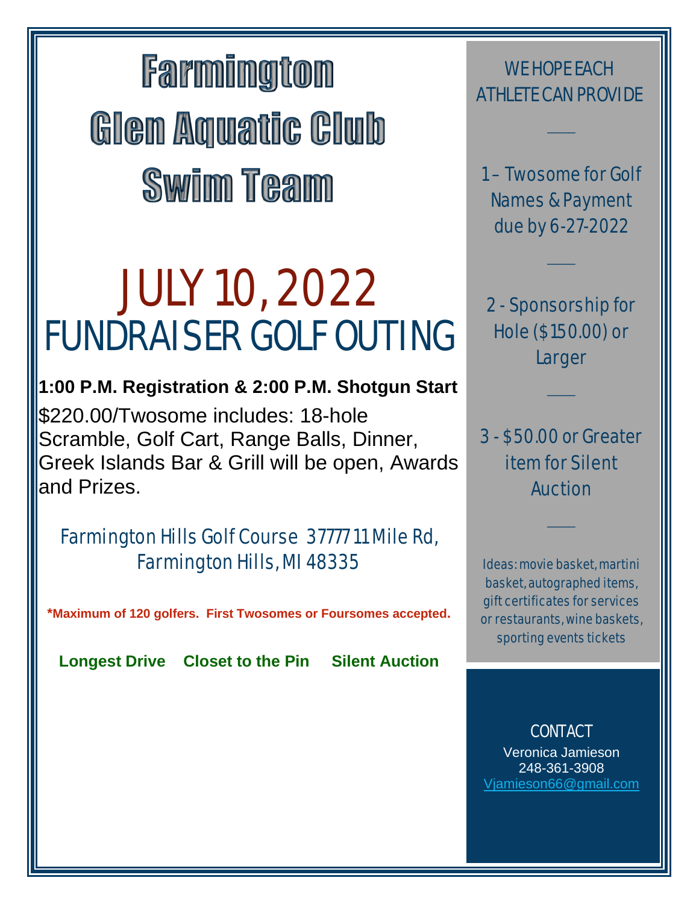# Farmington Glen Aquatic Club Swim Team

## JULY 10, 2022
## FUNDRAISER GOLF OUTING

**1:00 P.M. Registration & 2:00 P.M. Shotgun Start**

$220.00/Twosome includes: 18-hole Scramble, Golf Cart, Range Balls, Dinner, Greek Islands Bar & Grill will be open, Awards and Prizes.

Farmington Hills Golf Course 37777 11 Mile Rd, Farmington Hills, MI 48335

**\*Maximum of 120 golfers. First Twosomes or Foursomes accepted.**

**Longest Drive Closet to the Pin Silent Auction**

WE HOPE EACH ATHLETE CAN PROVIDE

1 – Twosome for Golf Names & Payment due by 6-27-2022

2 - Sponsorship for Hole ($150.00) or Larger

3 - $50.00 or Greater item for Silent Auction

Ideas: movie basket, martini basket, autographed items, gift certificates for services or restaurants, wine baskets, sporting events tickets

CONTACT

Veronica Jamieson
248-361-3908
Vjamieson66@gmail.com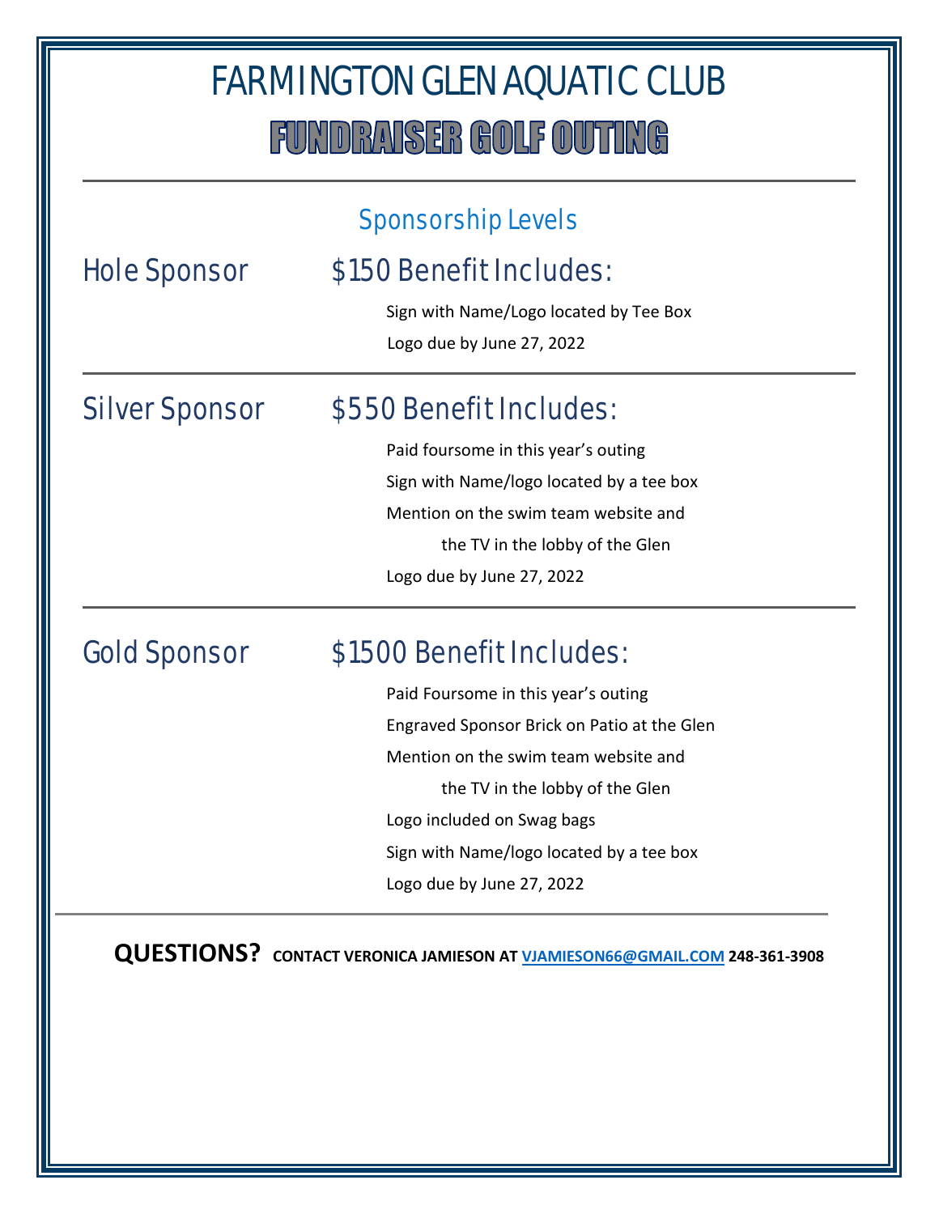# FARMINGTON GLEN AQUATIC CLUB

# FUNDRAISER GOLF OUTING

## Sponsorship Levels

### Hole Sponsor — $150 Benefit Includes:

Sign with Name/Logo located by Tee Box

Logo due by June 27, 2022

### Silver Sponsor — $550 Benefit Includes:

Paid foursome in this year's outing

Sign with Name/logo located by a tee box

Mention on the swim team website and the TV in the lobby of the Glen

Logo due by June 27, 2022

### Gold Sponsor — $1500 Benefit Includes:

Paid Foursome in this year's outing

Engraved Sponsor Brick on Patio at the Glen

Mention on the swim team website and the TV in the lobby of the Glen

Logo included on Swag bags

Sign with Name/logo located by a tee box

Logo due by June 27, 2022

**QUESTIONS?** **CONTACT VERONICA JAMIESON AT VJAMIESON66@GMAIL.COM 248-361-3908**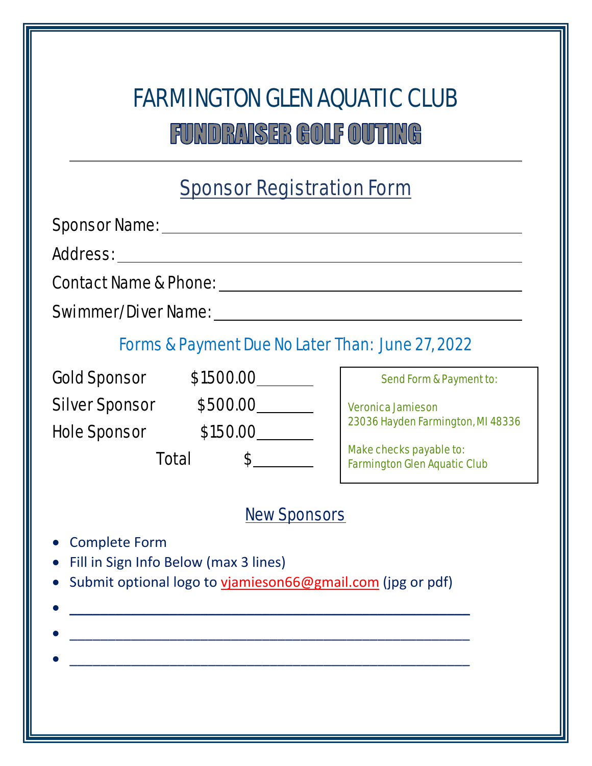# FARMINGTON GLEN AQUATIC CLUB

# FUNDRAISER GOLF OUTING

---

## Sponsor Registration Form

Sponsor Name: ________________________________________________

Address: ________________________________________________

Contact Name & Phone: ________________________________________________

Swimmer/Diver Name: ________________________________________________

### Forms & Payment Due No Later Than: June 27, 2022

| | | |
|---|---|---|
| Gold Sponsor | $1500.00 | ________ |
| Silver Sponsor | $500.00 | ________ |
| Hole Sponsor | $150.00 | ________ |
| Total | $ | ________ |

Send Form & Payment to:

Veronica Jamieson
23036 Hayden Farmington, MI 48336

Make checks payable to:
Farmington Glen Aquatic Club

## New Sponsors

- Complete Form
- Fill in Sign Info Below (max 3 lines)
- Submit optional logo to vjamieson66@gmail.com (jpg or pdf)
- ________________________________________________
- ________________________________________________
- ________________________________________________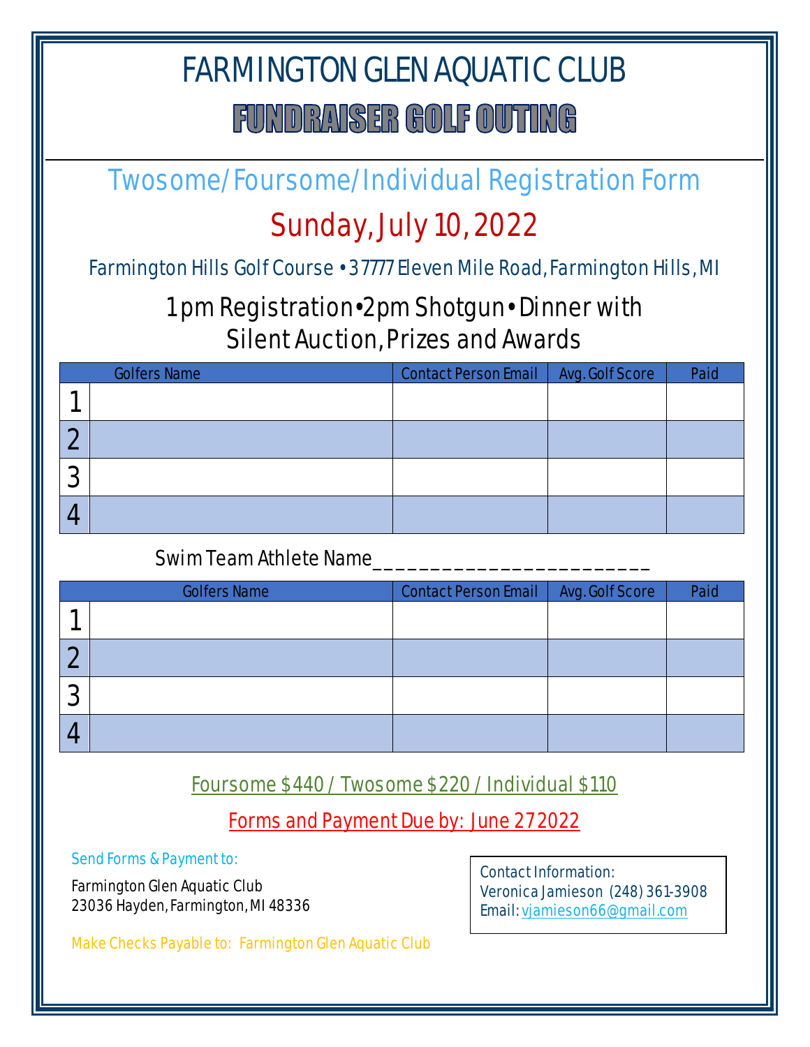# FARMINGTON GLEN AQUATIC CLUB

## FUNDRAISER GOLF OUTING

### Twosome/Foursome/Individual Registration Form

### Sunday, July 10, 2022

Farmington Hills Golf Course • 37777 Eleven Mile Road, Farmington Hills, MI

1pm Registration•2pm Shotgun • Dinner with Silent Auction, Prizes and Awards

| | Golfers Name | Contact Person Email | Avg. Golf Score | Paid |
|---|---|---|---|---|
| 1 | | | | |
| 2 | | | | |
| 3 | | | | |
| 4 | | | | |

Swim Team Athlete Name________________________

| | Golfers Name | Contact Person Email | Avg. Golf Score | Paid |
|---|---|---|---|---|
| 1 | | | | |
| 2 | | | | |
| 3 | | | | |
| 4 | | | | |

Foursome $440 / Twosome $220 / Individual $110

Forms and Payment Due by: June 27 2022

Send Forms & Payment to:

Farmington Glen Aquatic Club
23036 Hayden, Farmington, MI 48336

Make Checks Payable to: Farmington Glen Aquatic Club

Contact Information:
Veronica Jamieson (248) 361-3908
Email: vjamieson66@gmail.com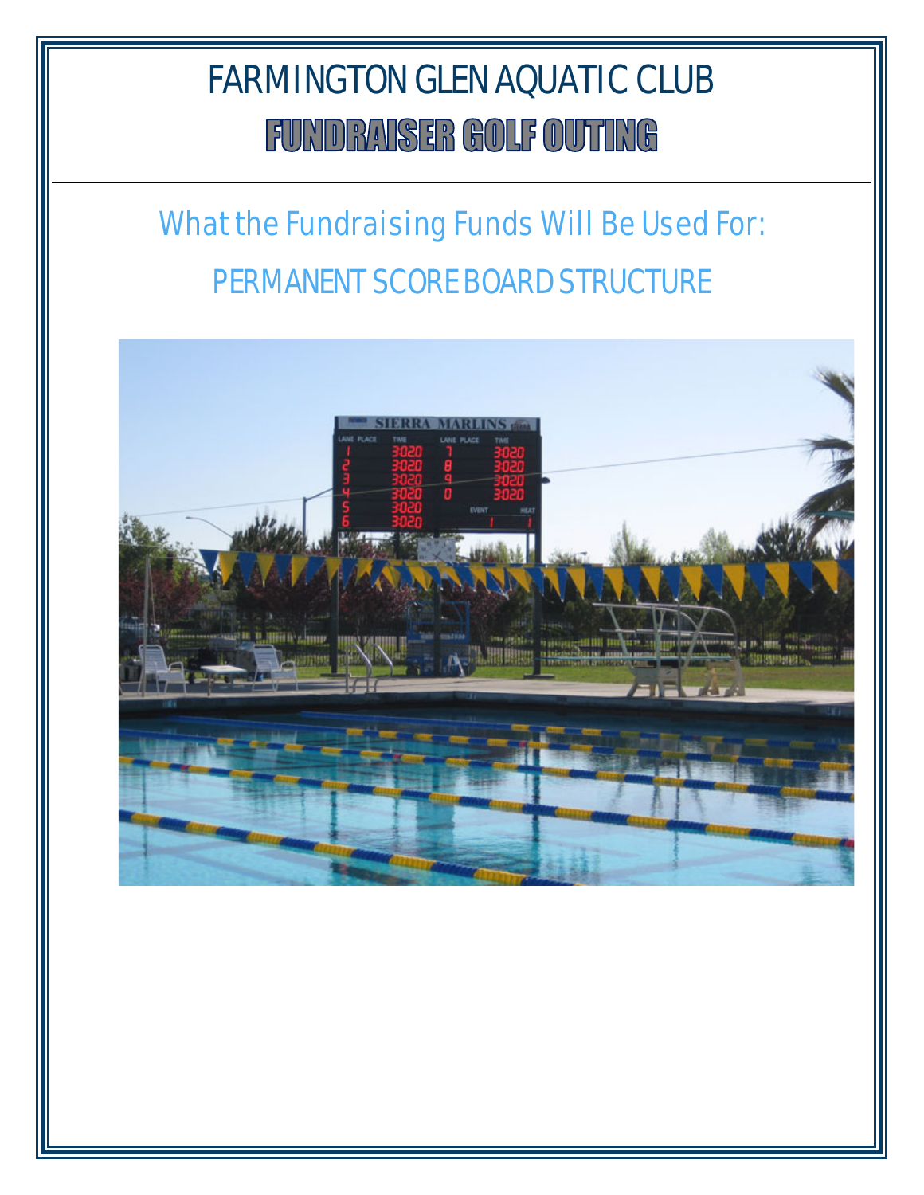# FARMINGTON GLEN AQUATIC CLUB

## FUNDRAISER GOLF OUTING

What the Fundraising Funds Will Be Used For:

PERMANENT SCORE BOARD STRUCTURE